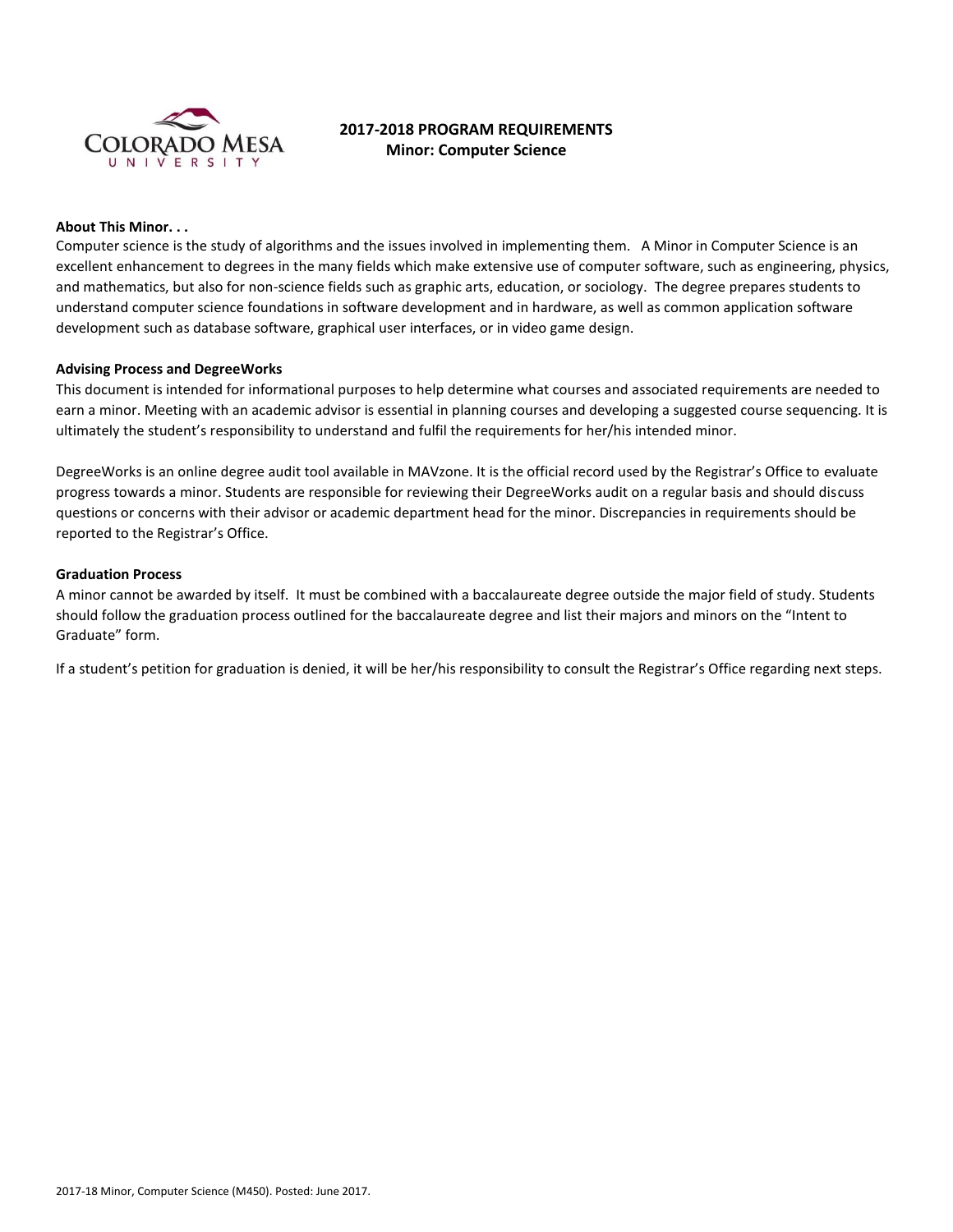# 2017-2018 PROGRAM REQUIREMENTS
## Minor: Computer Science

**About This Minor. . .**

Computer science is the study of algorithms and the issues involved in implementing them. A Minor in Computer Science is an excellent enhancement to degrees in the many fields which make extensive use of computer software, such as engineering, physics, and mathematics, but also for non-science fields such as graphic arts, education, or sociology. The degree prepares students to understand computer science foundations in software development and in hardware, as well as common application software development such as database software, graphical user interfaces, or in video game design.

**Advising Process and DegreeWorks**

This document is intended for informational purposes to help determine what courses and associated requirements are needed to earn a minor. Meeting with an academic advisor is essential in planning courses and developing a suggested course sequencing. It is ultimately the student's responsibility to understand and fulfil the requirements for her/his intended minor.

DegreeWorks is an online degree audit tool available in MAVzone. It is the official record used by the Registrar's Office to evaluate progress towards a minor. Students are responsible for reviewing their DegreeWorks audit on a regular basis and should discuss questions or concerns with their advisor or academic department head for the minor. Discrepancies in requirements should be reported to the Registrar's Office.

**Graduation Process**

A minor cannot be awarded by itself. It must be combined with a baccalaureate degree outside the major field of study. Students should follow the graduation process outlined for the baccalaureate degree and list their majors and minors on the "Intent to Graduate" form.

If a student's petition for graduation is denied, it will be her/his responsibility to consult the Registrar's Office regarding next steps.

2017-18 Minor, Computer Science (M450). Posted: June 2017.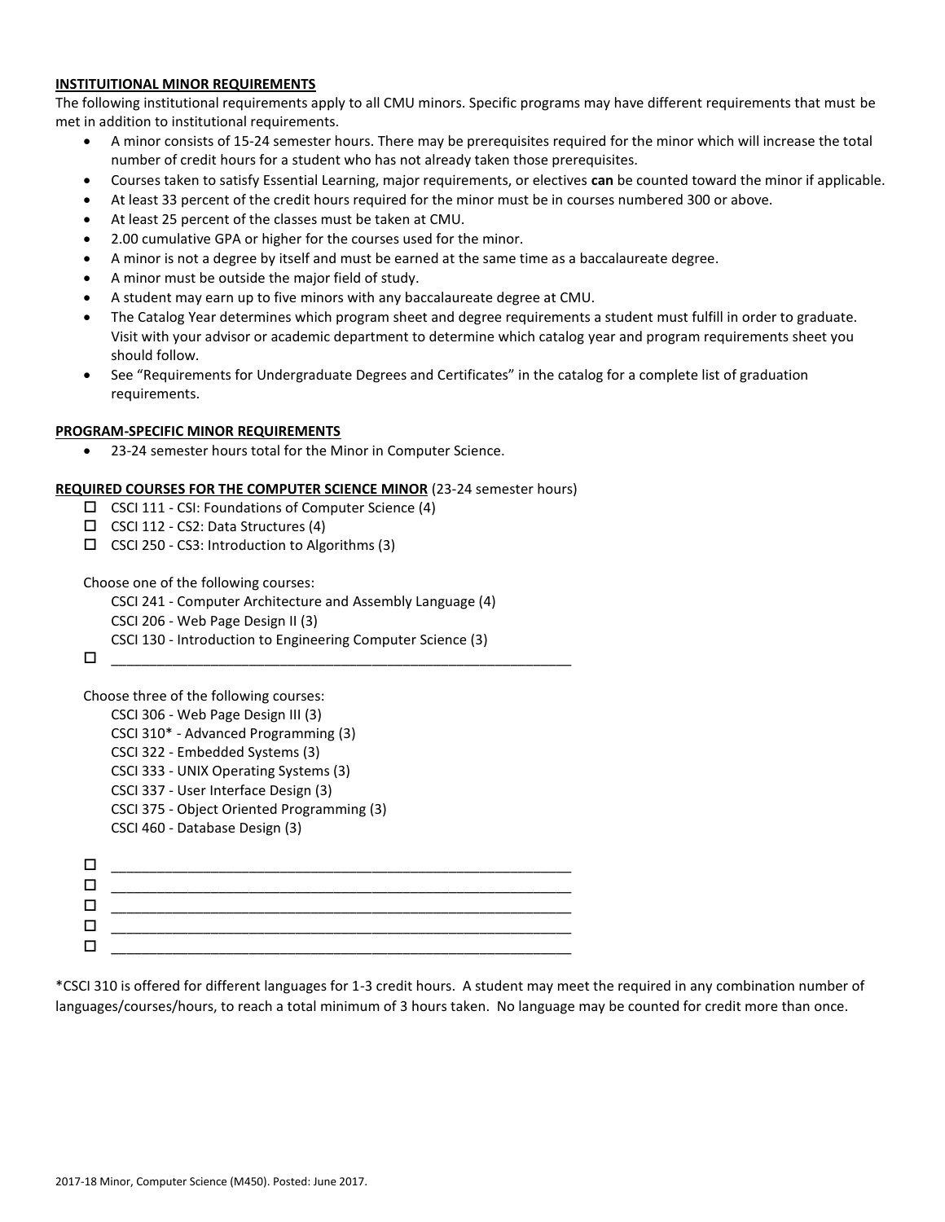**INSTITUITIONAL MINOR REQUIREMENTS**

The following institutional requirements apply to all CMU minors. Specific programs may have different requirements that must be met in addition to institutional requirements.

- A minor consists of 15-24 semester hours. There may be prerequisites required for the minor which will increase the total number of credit hours for a student who has not already taken those prerequisites.
- Courses taken to satisfy Essential Learning, major requirements, or electives **can** be counted toward the minor if applicable.
- At least 33 percent of the credit hours required for the minor must be in courses numbered 300 or above.
- At least 25 percent of the classes must be taken at CMU.
- 2.00 cumulative GPA or higher for the courses used for the minor.
- A minor is not a degree by itself and must be earned at the same time as a baccalaureate degree.
- A minor must be outside the major field of study.
- A student may earn up to five minors with any baccalaureate degree at CMU.
- The Catalog Year determines which program sheet and degree requirements a student must fulfill in order to graduate. Visit with your advisor or academic department to determine which catalog year and program requirements sheet you should follow.
- See "Requirements for Undergraduate Degrees and Certificates" in the catalog for a complete list of graduation requirements.

**PROGRAM-SPECIFIC MINOR REQUIREMENTS**

- 23-24 semester hours total for the Minor in Computer Science.

**REQUIRED COURSES FOR THE COMPUTER SCIENCE MINOR** (23-24 semester hours)

- ☐ CSCI 111 - CSI: Foundations of Computer Science (4)
- ☐ CSCI 112 - CS2: Data Structures (4)
- ☐ CSCI 250 - CS3: Introduction to Algorithms (3)

Choose one of the following courses:

CSCI 241 - Computer Architecture and Assembly Language (4)
CSCI 206 - Web Page Design II (3)
CSCI 130 - Introduction to Engineering Computer Science (3)

- ☐ ____________________________________________

Choose three of the following courses:

CSCI 306 - Web Page Design III (3)
CSCI 310* - Advanced Programming (3)
CSCI 322 - Embedded Systems (3)
CSCI 333 - UNIX Operating Systems (3)
CSCI 337 - User Interface Design (3)
CSCI 375 - Object Oriented Programming (3)
CSCI 460 - Database Design (3)

- ☐ ____________________________________________
- ☐ ____________________________________________
- ☐ ____________________________________________
- ☐ ____________________________________________
- ☐ ____________________________________________

*CSCI 310 is offered for different languages for 1-3 credit hours. A student may meet the required in any combination number of languages/courses/hours, to reach a total minimum of 3 hours taken. No language may be counted for credit more than once.

2017-18 Minor, Computer Science (M450). Posted: June 2017.